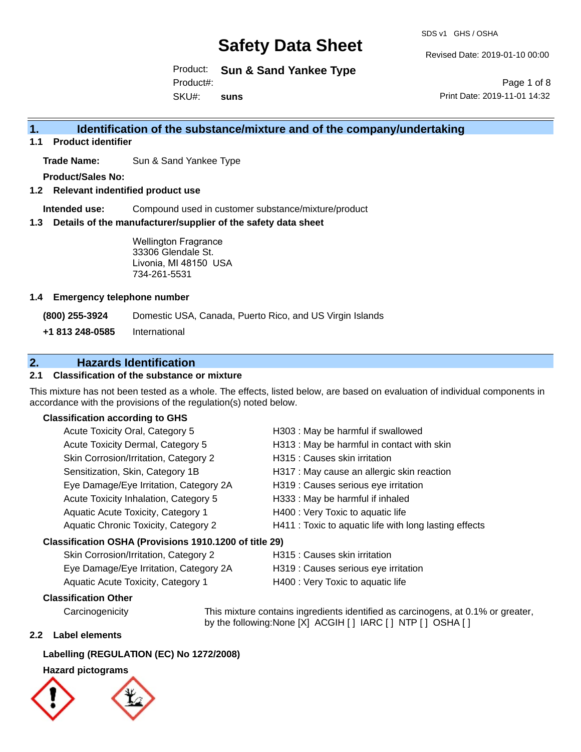# Safety Data Sheet

SDS v1 GHS / OSHA

Revised Date: 2019-01-10 00:00

Product: **Sun & Sand Yankee Type**

Product#:

SKU#: **suns**

Print Date: 2019-11-01 14:32

## 1. Identification of the substance/mixture and of the company/undertaking

### 1.1 Product identifier

**Trade Name:** Sun & Sand Yankee Type

**Product/Sales No:**

### 1.2 Relevant indentified product use

**Intended use:** Compound used in customer substance/mixture/product

### 1.3 Details of the manufacturer/supplier of the safety data sheet

Wellington Fragrance
33306 Glendale St.
Livonia, MI 48150 USA
734-261-5531

### 1.4 Emergency telephone number

**(800) 255-3924** Domestic USA, Canada, Puerto Rico, and US Virgin Islands

**+1 813 248-0585** International

## 2. Hazards Identification

### 2.1 Classification of the substance or mixture

This mixture has not been tested as a whole. The effects, listed below, are based on evaluation of individual components in accordance with the provisions of the regulation(s) noted below.

**Classification according to GHS**

| | |
|---|---|
| Acute Toxicity Oral, Category 5 | H303 : May be harmful if swallowed |
| Acute Toxicity Dermal, Category 5 | H313 : May be harmful in contact with skin |
| Skin Corrosion/Irritation, Category 2 | H315 : Causes skin irritation |
| Sensitization, Skin, Category 1B | H317 : May cause an allergic skin reaction |
| Eye Damage/Eye Irritation, Category 2A | H319 : Causes serious eye irritation |
| Acute Toxicity Inhalation, Category 5 | H333 : May be harmful if inhaled |
| Aquatic Acute Toxicity, Category 1 | H400 : Very Toxic to aquatic life |
| Aquatic Chronic Toxicity, Category 2 | H411 : Toxic to aquatic life with long lasting effects |

**Classification OSHA (Provisions 1910.1200 of title 29)**

| | |
|---|---|
| Skin Corrosion/Irritation, Category 2 | H315 : Causes skin irritation |
| Eye Damage/Eye Irritation, Category 2A | H319 : Causes serious eye irritation |
| Aquatic Acute Toxicity, Category 1 | H400 : Very Toxic to aquatic life |

**Classification Other**

Carcinogenicity — This mixture contains ingredients identified as carcinogens, at 0.1% or greater, by the following:None [X] ACGIH [ ] IARC [ ] NTP [ ] OSHA [ ]

### 2.2 Label elements

**Labelling (REGULATION (EC) No 1272/2008)**

**Hazard pictograms**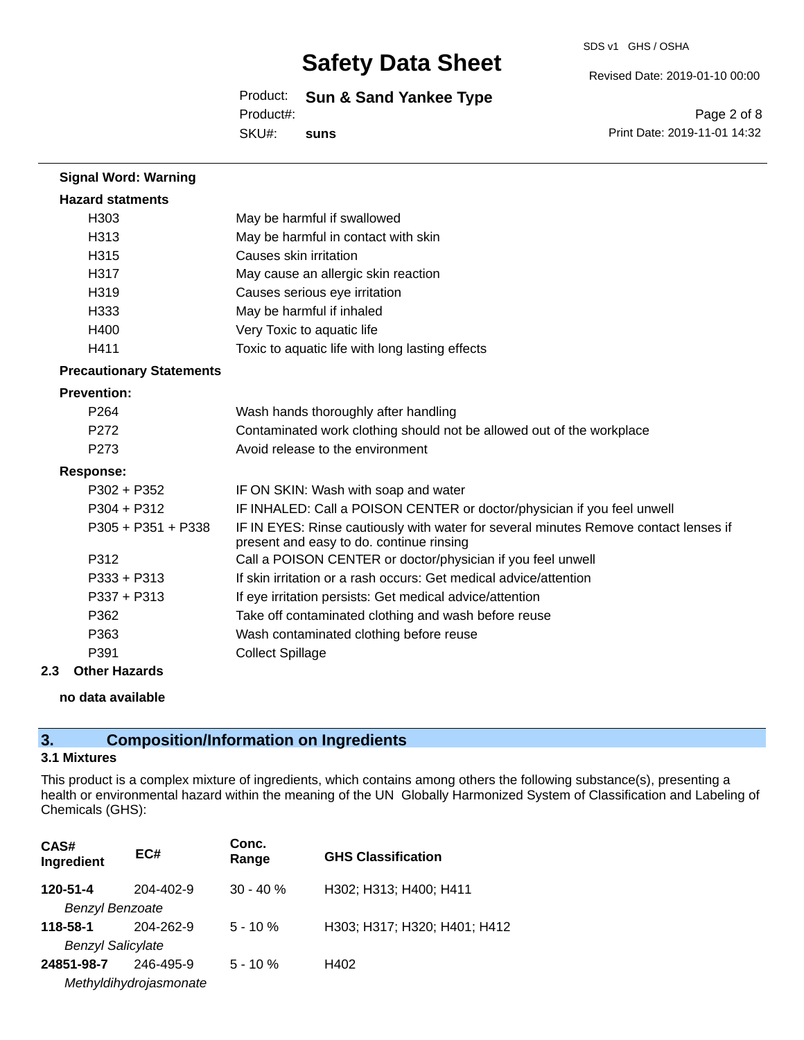**Signal Word: Warning**

**Hazard statments**

| | |
|---|---|
| H303 | May be harmful if swallowed |
| H313 | May be harmful in contact with skin |
| H315 | Causes skin irritation |
| H317 | May cause an allergic skin reaction |
| H319 | Causes serious eye irritation |
| H333 | May be harmful if inhaled |
| H400 | Very Toxic to aquatic life |
| H411 | Toxic to aquatic life with long lasting effects |

**Precautionary Statements**

**Prevention:**

| | |
|---|---|
| P264 | Wash hands thoroughly after handling |
| P272 | Contaminated work clothing should not be allowed out of the workplace |
| P273 | Avoid release to the environment |

**Response:**

| | |
|---|---|
| P302 + P352 | IF ON SKIN: Wash with soap and water |
| P304 + P312 | IF INHALED: Call a POISON CENTER or doctor/physician if you feel unwell |
| P305 + P351 + P338 | IF IN EYES: Rinse cautiously with water for several minutes Remove contact lenses if present and easy to do. continue rinsing |
| P312 | Call a POISON CENTER or doctor/physician if you feel unwell |
| P333 + P313 | If skin irritation or a rash occurs: Get medical advice/attention |
| P337 + P313 | If eye irritation persists: Get medical advice/attention |
| P362 | Take off contaminated clothing and wash before reuse |
| P363 | Wash contaminated clothing before reuse |
| P391 | Collect Spillage |

### 2.3 Other Hazards

**no data available**

## 3. Composition/Information on Ingredients

### 3.1 Mixtures

This product is a complex mixture of ingredients, which contains among others the following substance(s), presenting a health or environmental hazard within the meaning of the UN Globally Harmonized System of Classification and Labeling of Chemicals (GHS):

| CAS# Ingredient | EC# | Conc. Range | GHS Classification |
|---|---|---|---|
| **120-51-4** *Benzyl Benzoate* | 204-402-9 | 30 - 40 % | H302; H313; H400; H411 |
| **118-58-1** *Benzyl Salicylate* | 204-262-9 | 5 - 10 % | H303; H317; H320; H401; H412 |
| **24851-98-7** *Methyldihydrojasmonate* | 246-495-9 | 5 - 10 % | H402 |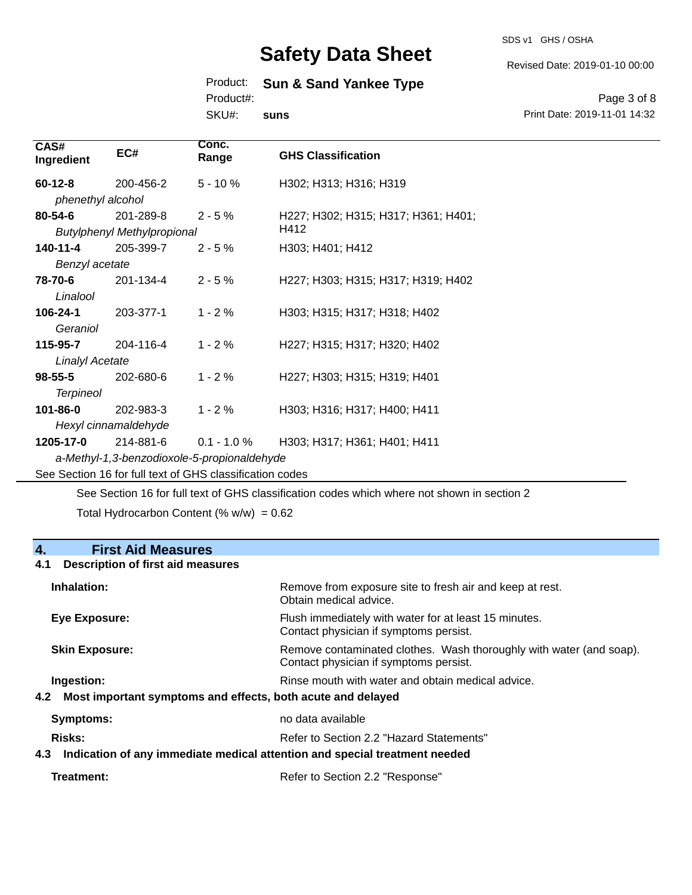| CAS# Ingredient | EC# | Conc. Range | GHS Classification |
|---|---|---|---|
| **60-12-8** *phenethyl alcohol* | 200-456-2 | 5 - 10 % | H302; H313; H316; H319 |
| **80-54-6** *Butylphenyl Methylpropional* | 201-289-8 | 2 - 5 % | H227; H302; H315; H317; H361; H401; H412 |
| **140-11-4** *Benzyl acetate* | 205-399-7 | 2 - 5 % | H303; H401; H412 |
| **78-70-6** *Linalool* | 201-134-4 | 2 - 5 % | H227; H303; H315; H317; H319; H402 |
| **106-24-1** *Geraniol* | 203-377-1 | 1 - 2 % | H303; H315; H317; H318; H402 |
| **115-95-7** *Linalyl Acetate* | 204-116-4 | 1 - 2 % | H227; H315; H317; H320; H402 |
| **98-55-5** *Terpineol* | 202-680-6 | 1 - 2 % | H227; H303; H315; H319; H401 |
| **101-86-0** *Hexyl cinnamaldehyde* | 202-983-3 | 1 - 2 % | H303; H316; H317; H400; H411 |
| **1205-17-0** *a-Methyl-1,3-benzodioxole-5-propionaldehyde* | 214-881-6 | 0.1 - 1.0 % | H303; H317; H361; H401; H411 |

See Section 16 for full text of GHS classification codes

See Section 16 for full text of GHS classification codes which where not shown in section 2

Total Hydrocarbon Content (% w/w) = 0.62

## 4. First Aid Measures

### 4.1 Description of first aid measures

**Inhalation:** Remove from exposure site to fresh air and keep at rest. Obtain medical advice.

**Eye Exposure:** Flush immediately with water for at least 15 minutes. Contact physician if symptoms persist.

**Skin Exposure:** Remove contaminated clothes. Wash thoroughly with water (and soap). Contact physician if symptoms persist.

**Ingestion:** Rinse mouth with water and obtain medical advice.

### 4.2 Most important symptoms and effects, both acute and delayed

**Symptoms:** no data available

**Risks:** Refer to Section 2.2 "Hazard Statements"

### 4.3 Indication of any immediate medical attention and special treatment needed

**Treatment:** Refer to Section 2.2 "Response"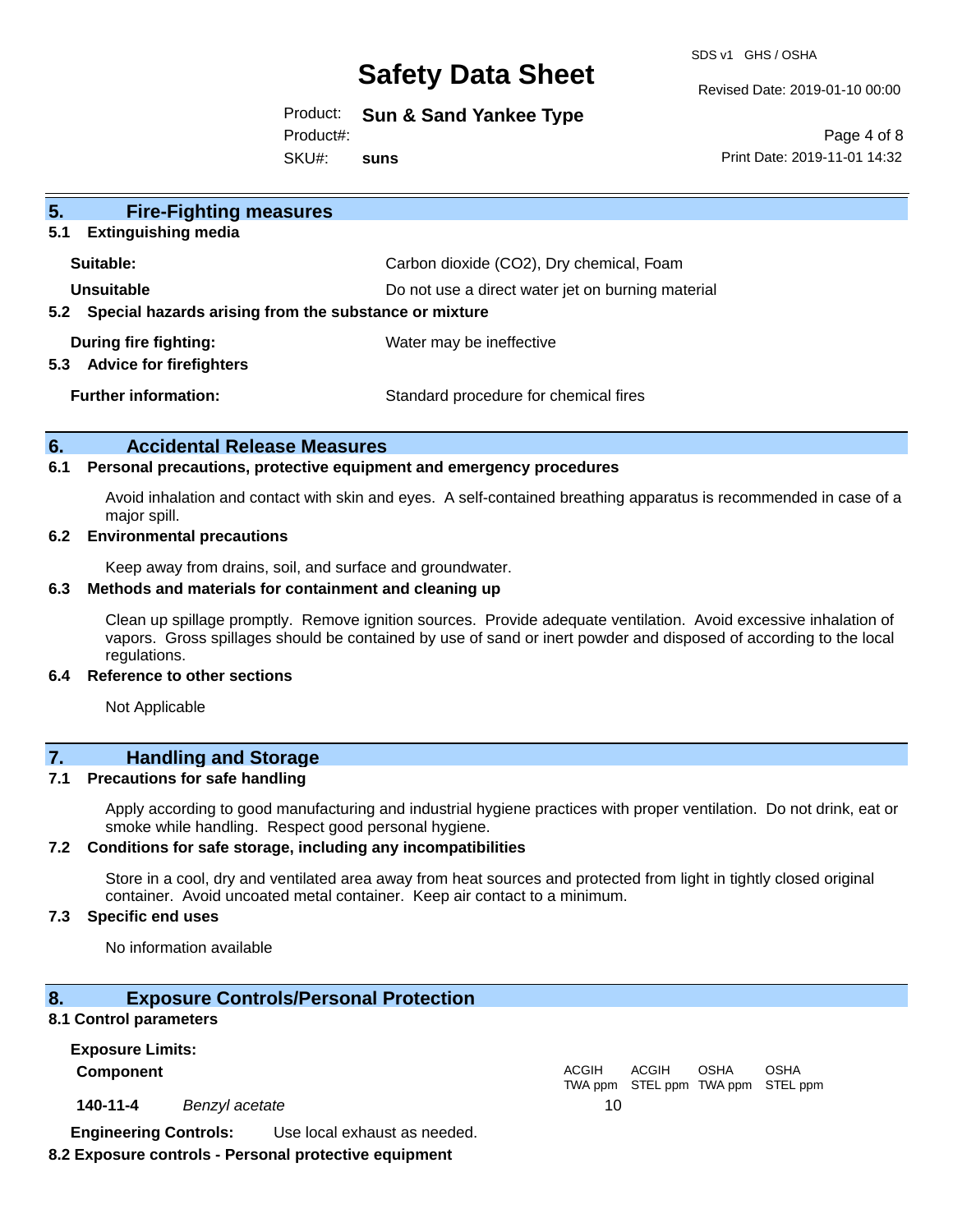## 5. Fire-Fighting measures

### 5.1 Extinguishing media

| | |
|---|---|
| **Suitable:** | Carbon dioxide ($CO_2$), Dry chemical, Foam |
| **Unsuitable** | Do not use a direct water jet on burning material |

### 5.2 Special hazards arising from the substance or mixture

| | |
|---|---|
| **During fire fighting:** | Water may be ineffective |

### 5.3 Advice for firefighters

| | |
|---|---|
| **Further information:** | Standard procedure for chemical fires |

## 6. Accidental Release Measures

### 6.1 Personal precautions, protective equipment and emergency procedures

Avoid inhalation and contact with skin and eyes. A self-contained breathing apparatus is recommended in case of a major spill.

### 6.2 Environmental precautions

Keep away from drains, soil, and surface and groundwater.

### 6.3 Methods and materials for containment and cleaning up

Clean up spillage promptly. Remove ignition sources. Provide adequate ventilation. Avoid excessive inhalation of vapors. Gross spillages should be contained by use of sand or inert powder and disposed of according to the local regulations.

### 6.4 Reference to other sections

Not Applicable

## 7. Handling and Storage

### 7.1 Precautions for safe handling

Apply according to good manufacturing and industrial hygiene practices with proper ventilation. Do not drink, eat or smoke while handling. Respect good personal hygiene.

### 7.2 Conditions for safe storage, including any incompatibilities

Store in a cool, dry and ventilated area away from heat sources and protected from light in tightly closed original container. Avoid uncoated metal container. Keep air contact to a minimum.

### 7.3 Specific end uses

No information available

## 8. Exposure Controls/Personal Protection

### 8.1 Control parameters

**Exposure Limits:**

| **Component** | | ACGIH TWA ppm | ACGIH STEL ppm | OSHA TWA ppm | OSHA STEL ppm |
|---|---|---|---|---|---|
| **140-11-4** | *Benzyl acetate* | 10 | | | |

**Engineering Controls:** Use local exhaust as needed.

### 8.2 Exposure controls - Personal protective equipment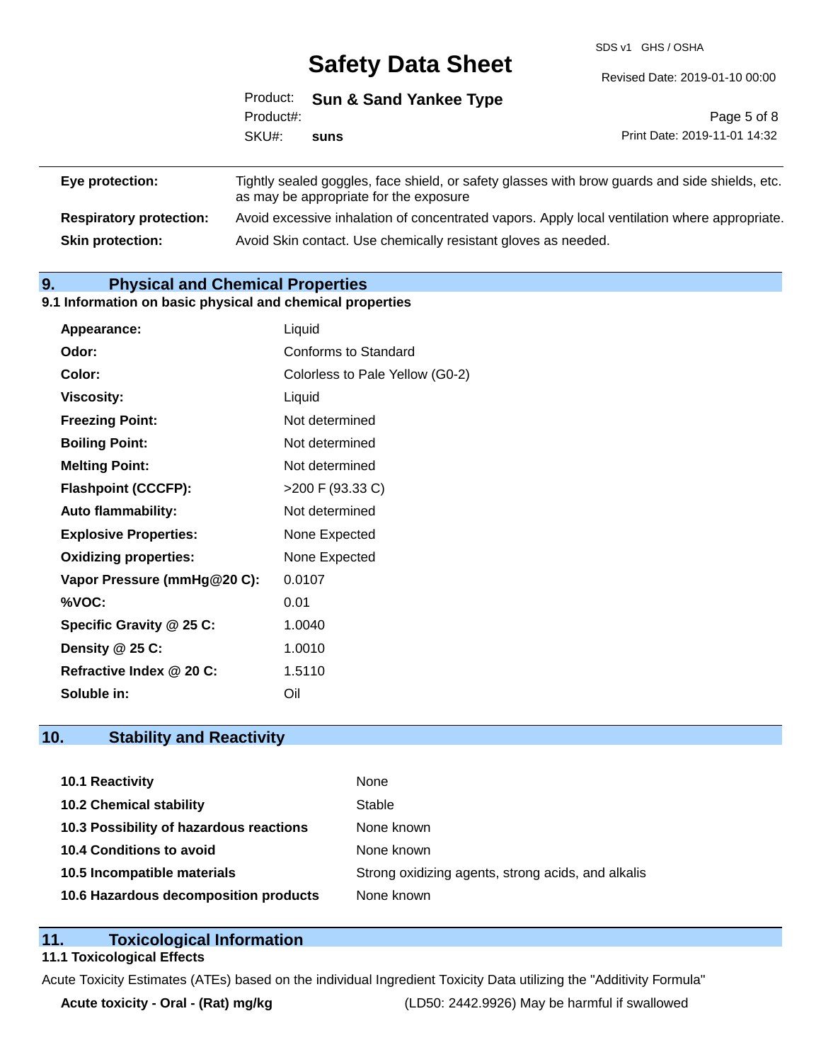| | |
|---|---|
| **Eye protection:** | Tightly sealed goggles, face shield, or safety glasses with brow guards and side shields, etc. as may be appropriate for the exposure |
| **Respiratory protection:** | Avoid excessive inhalation of concentrated vapors. Apply local ventilation where appropriate. |
| **Skin protection:** | Avoid Skin contact. Use chemically resistant gloves as needed. |

## 9. Physical and Chemical Properties

### 9.1 Information on basic physical and chemical properties

| | |
|---|---|
| **Appearance:** | Liquid |
| **Odor:** | Conforms to Standard |
| **Color:** | Colorless to Pale Yellow (G0-2) |
| **Viscosity:** | Liquid |
| **Freezing Point:** | Not determined |
| **Boiling Point:** | Not determined |
| **Melting Point:** | Not determined |
| **Flashpoint (CCCFP):** | >200 F (93.33 C) |
| **Auto flammability:** | Not determined |
| **Explosive Properties:** | None Expected |
| **Oxidizing properties:** | None Expected |
| **Vapor Pressure (mmHg@20 C):** | 0.0107 |
| **%VOC:** | 0.01 |
| **Specific Gravity @ 25 C:** | 1.0040 |
| **Density @ 25 C:** | 1.0010 |
| **Refractive Index @ 20 C:** | 1.5110 |
| **Soluble in:** | Oil |

## 10. Stability and Reactivity

| | |
|---|---|
| **10.1 Reactivity** | None |
| **10.2 Chemical stability** | Stable |
| **10.3 Possibility of hazardous reactions** | None known |
| **10.4 Conditions to avoid** | None known |
| **10.5 Incompatible materials** | Strong oxidizing agents, strong acids, and alkalis |
| **10.6 Hazardous decomposition products** | None known |

## 11. Toxicological Information

### 11.1 Toxicological Effects

Acute Toxicity Estimates (ATEs) based on the individual Ingredient Toxicity Data utilizing the "Additivity Formula"

| | |
|---|---|
| **Acute toxicity - Oral - (Rat) mg/kg** | (LD50: 2442.9926) May be harmful if swallowed |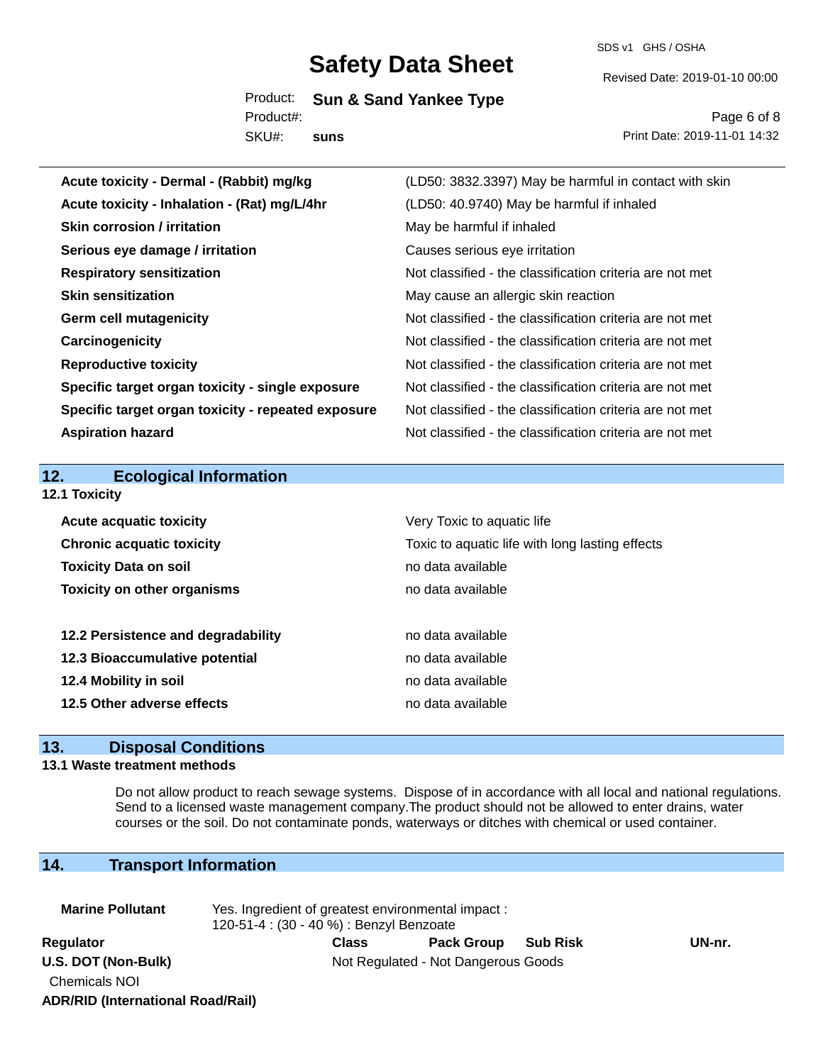| | |
|---|---|
| **Acute toxicity - Dermal - (Rabbit) mg/kg** | (LD50: 3832.3397) May be harmful in contact with skin |
| **Acute toxicity - Inhalation - (Rat) mg/L/4hr** | (LD50: 40.9740) May be harmful if inhaled |
| **Skin corrosion / irritation** | May be harmful if inhaled |
| **Serious eye damage / irritation** | Causes serious eye irritation |
| **Respiratory sensitization** | Not classified - the classification criteria are not met |
| **Skin sensitization** | May cause an allergic skin reaction |
| **Germ cell mutagenicity** | Not classified - the classification criteria are not met |
| **Carcinogenicity** | Not classified - the classification criteria are not met |
| **Reproductive toxicity** | Not classified - the classification criteria are not met |
| **Specific target organ toxicity - single exposure** | Not classified - the classification criteria are not met |
| **Specific target organ toxicity - repeated exposure** | Not classified - the classification criteria are not met |
| **Aspiration hazard** | Not classified - the classification criteria are not met |

## 12. Ecological Information

### 12.1 Toxicity

| | |
|---|---|
| **Acute acquatic toxicity** | Very Toxic to aquatic life |
| **Chronic acquatic toxicity** | Toxic to aquatic life with long lasting effects |
| **Toxicity Data on soil** | no data available |
| **Toxicity on other organisms** | no data available |

| | |
|---|---|
| **12.2 Persistence and degradability** | no data available |
| **12.3 Bioaccumulative potential** | no data available |
| **12.4 Mobility in soil** | no data available |
| **12.5 Other adverse effects** | no data available |

## 13. Disposal Conditions

### 13.1 Waste treatment methods

Do not allow product to reach sewage systems. Dispose of in accordance with all local and national regulations. Send to a licensed waste management company.The product should not be allowed to enter drains, water courses or the soil. Do not contaminate ponds, waterways or ditches with chemical or used container.

## 14. Transport Information

**Marine Pollutant** Yes. Ingredient of greatest environmental impact :
120-51-4 : (30 - 40 %) : Benzyl Benzoate

| Regulator | Class | Pack Group | Sub Risk | UN-nr. |
|---|---|---|---|---|
| **U.S. DOT (Non-Bulk)** | Not Regulated - Not Dangerous Goods | | | |
| Chemicals NOI | | | | |
| **ADR/RID (International Road/Rail)** | | | | |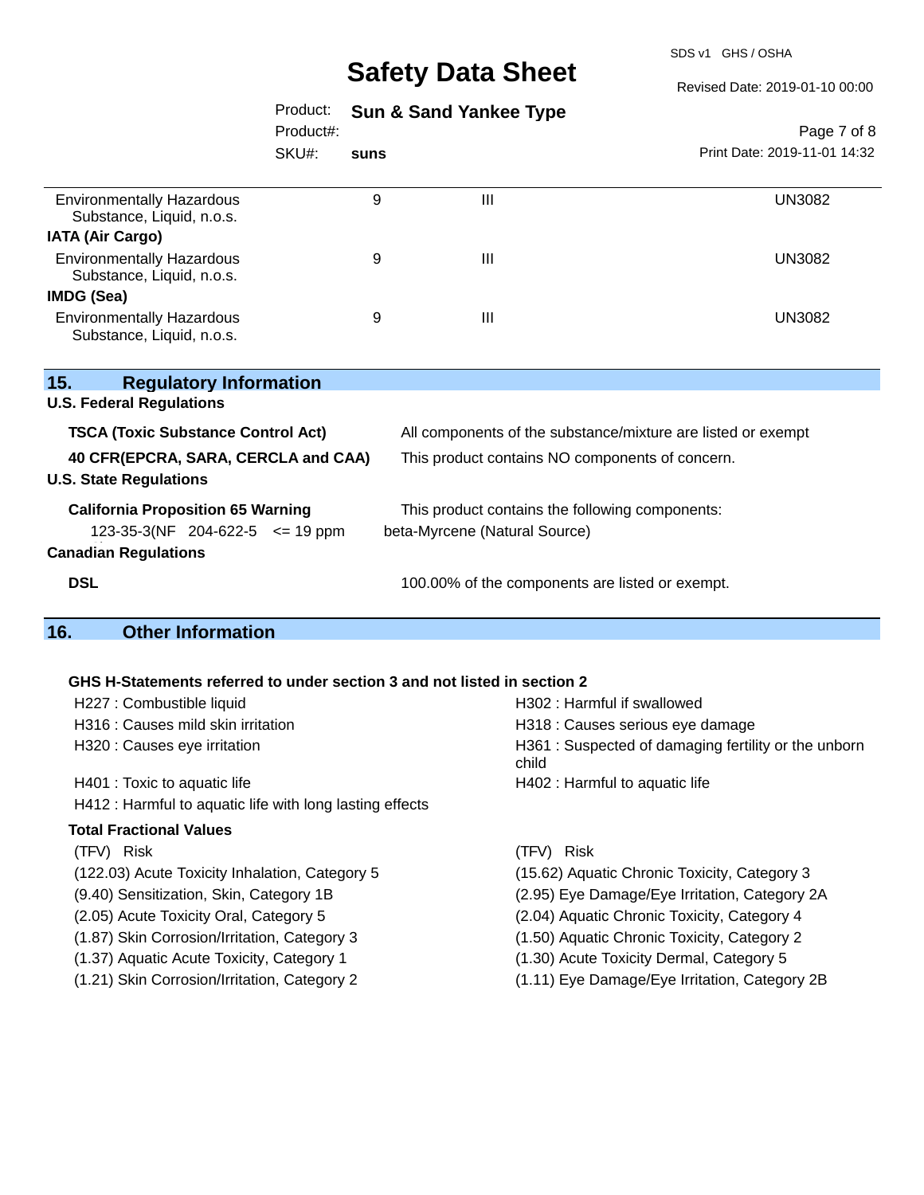| | | | |
|---|---|---|---|
| Environmentally Hazardous Substance, Liquid, n.o.s. | 9 | III | UN3082 |
| **IATA (Air Cargo)** | | | |
| Environmentally Hazardous Substance, Liquid, n.o.s. | 9 | III | UN3082 |
| **IMDG (Sea)** | | | |
| Environmentally Hazardous Substance, Liquid, n.o.s. | 9 | III | UN3082 |

## 15. Regulatory Information

**U.S. Federal Regulations**

| | |
|---|---|
| **TSCA (Toxic Substance Control Act)** | All components of the substance/mixture are listed or exempt |
| **40 CFR(EPCRA, SARA, CERCLA and CAA)** | This product contains NO components of concern. |

**U.S. State Regulations**

**California Proposition 65 Warning** — This product contains the following components:

| | | | |
|---|---|---|---|
| 123-35-3(NF | 204-622-5 | <= 19 ppm | beta-Myrcene (Natural Source) |

**Canadian Regulations**

| | |
|---|---|
| **DSL** | 100.00% of the components are listed or exempt. |

## 16. Other Information

**GHS H-Statements referred to under section 3 and not listed in section 2**

H227 : Combustible liquid
H302 : Harmful if swallowed
H316 : Causes mild skin irritation
H318 : Causes serious eye damage
H320 : Causes eye irritation
H361 : Suspected of damaging fertility or the unborn child
H401 : Toxic to aquatic life
H402 : Harmful to aquatic life
H412 : Harmful to aquatic life with long lasting effects

**Total Fractional Values**

| (TFV) Risk | (TFV) Risk |
|---|---|
| (122.03) Acute Toxicity Inhalation, Category 5 | (15.62) Aquatic Chronic Toxicity, Category 3 |
| (9.40) Sensitization, Skin, Category 1B | (2.95) Eye Damage/Eye Irritation, Category 2A |
| (2.05) Acute Toxicity Oral, Category 5 | (2.04) Aquatic Chronic Toxicity, Category 4 |
| (1.87) Skin Corrosion/Irritation, Category 3 | (1.50) Aquatic Chronic Toxicity, Category 2 |
| (1.37) Aquatic Acute Toxicity, Category 1 | (1.30) Acute Toxicity Dermal, Category 5 |
| (1.21) Skin Corrosion/Irritation, Category 2 | (1.11) Eye Damage/Eye Irritation, Category 2B |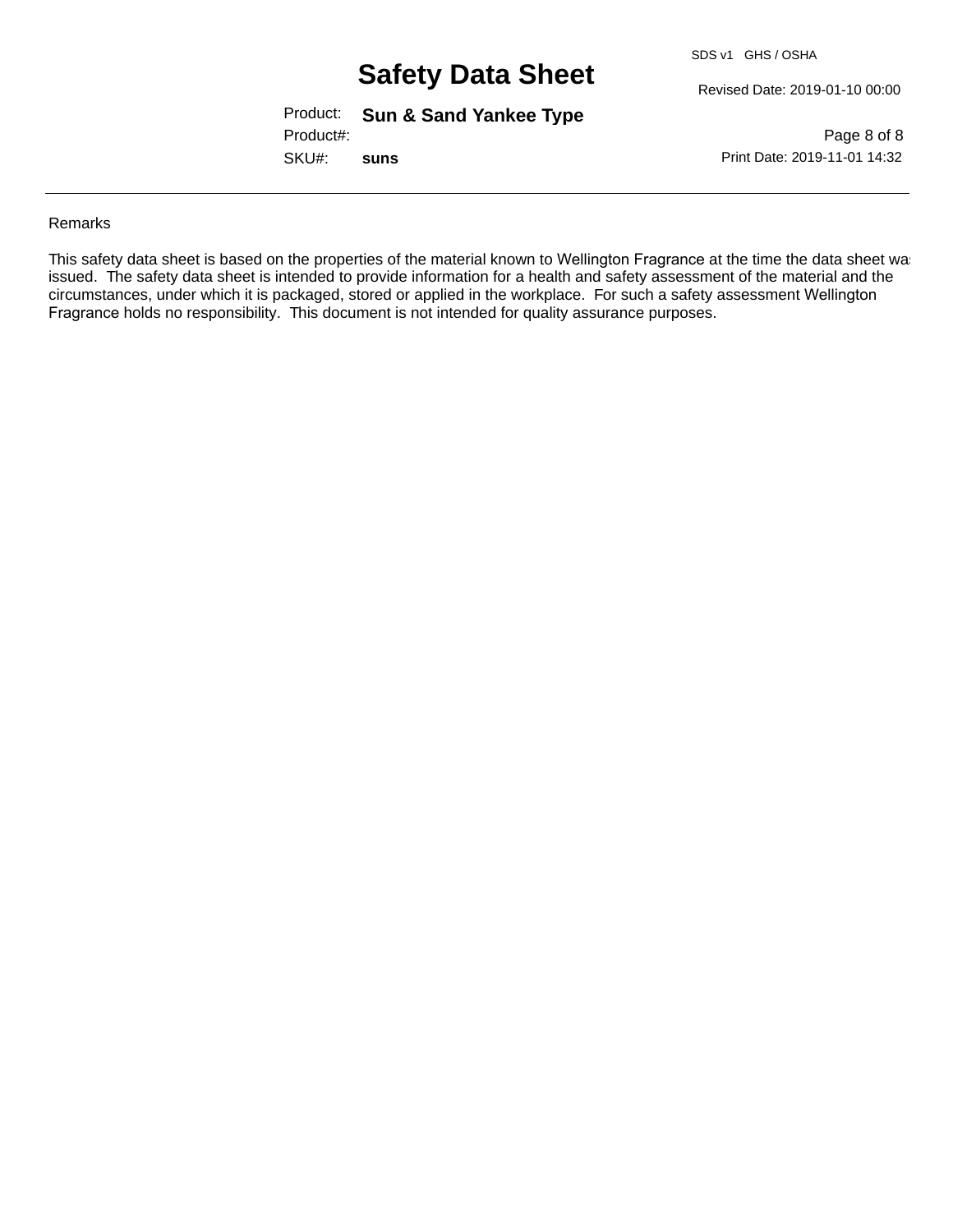## Remarks

This safety data sheet is based on the properties of the material known to Wellington Fragrance at the time the data sheet was issued. The safety data sheet is intended to provide information for a health and safety assessment of the material and the circumstances, under which it is packaged, stored or applied in the workplace. For such a safety assessment Wellington Fragrance holds no responsibility. This document is not intended for quality assurance purposes.